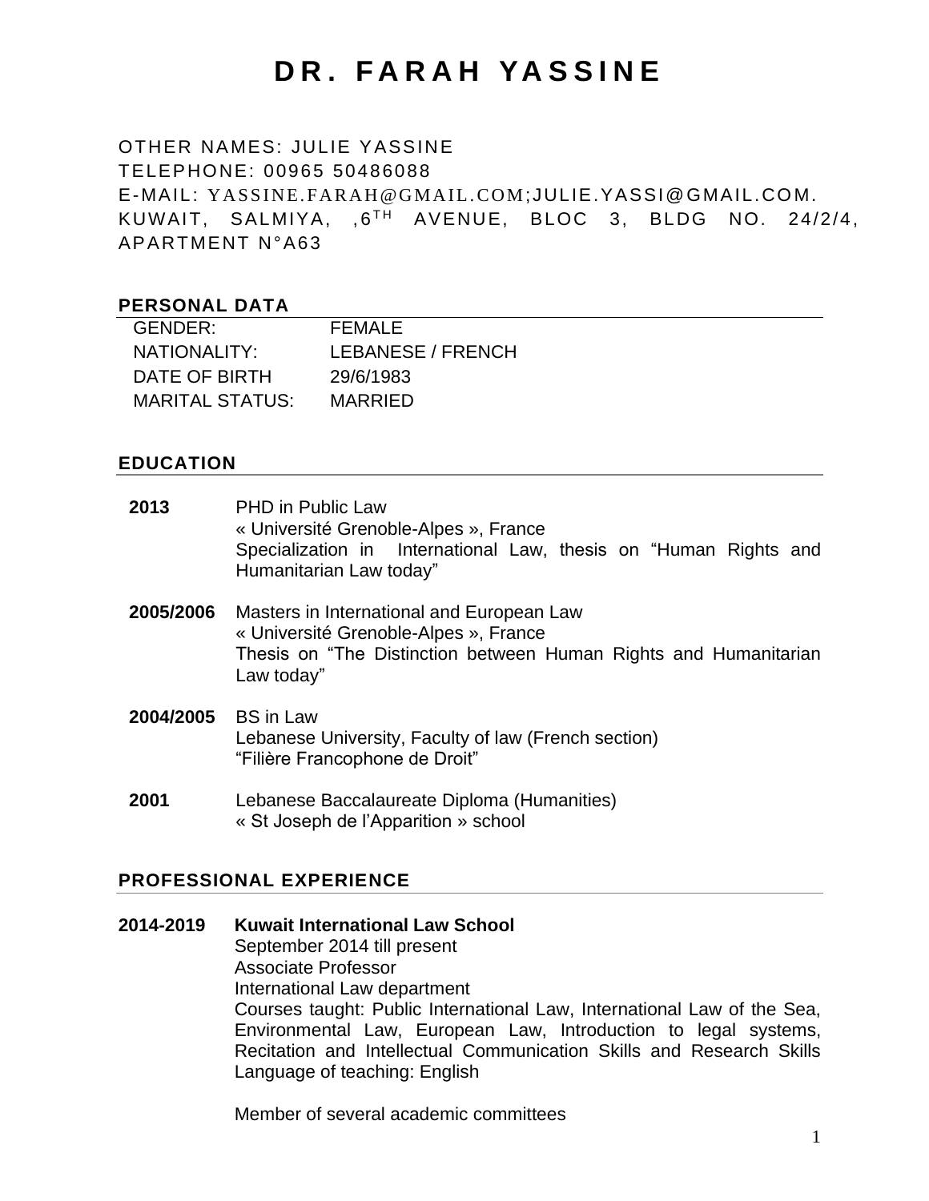# DR. FARAH YASSINE

OTHER NAMES: JULIE YASSINE
TELEPHONE: 00965 50486088
E-MAIL: YASSINE.FARAH@GMAIL.COM;JULIE.YASSI@GMAIL.COM.
KUWAIT, SALMIYA, ,6TH AVENUE, BLOC 3, BLDG NO. 24/2/4, APARTMENT N°A63

## PERSONAL DATA

| | |
|---|---|
| GENDER: | FEMALE |
| NATIONALITY: | LEBANESE / FRENCH |
| DATE OF BIRTH | 29/6/1983 |
| MARITAL STATUS: | MARRIED |

## EDUCATION

**2013** PHD in Public Law
« Université Grenoble-Alpes », France
Specialization in International Law, thesis on "Human Rights and Humanitarian Law today"

**2005/2006** Masters in International and European Law
« Université Grenoble-Alpes », France
Thesis on "The Distinction between Human Rights and Humanitarian Law today"

**2004/2005** BS in Law
Lebanese University, Faculty of law (French section)
"Filière Francophone de Droit"

**2001** Lebanese Baccalaureate Diploma (Humanities)
« St Joseph de l'Apparition » school

## PROFESSIONAL EXPERIENCE

**2014-2019** **Kuwait International Law School**
September 2014 till present
Associate Professor
International Law department
Courses taught: Public International Law, International Law of the Sea, Environmental Law, European Law, Introduction to legal systems, Recitation and Intellectual Communication Skills and Research Skills
Language of teaching: English

Member of several academic committees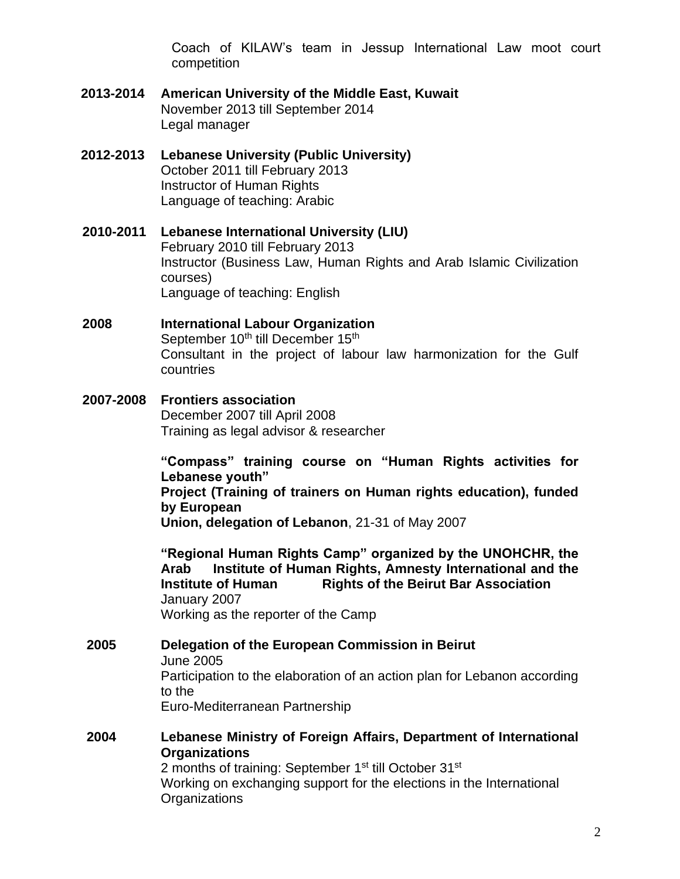Coach of KILAW's team in Jessup International Law moot court competition

**2013-2014** **American University of the Middle East, Kuwait**
November 2013 till September 2014
Legal manager

**2012-2013** **Lebanese University (Public University)**
October 2011 till February 2013
Instructor of Human Rights
Language of teaching: Arabic

**2010-2011** **Lebanese International University (LIU)**
February 2010 till February 2013
Instructor (Business Law, Human Rights and Arab Islamic Civilization courses)
Language of teaching: English

**2008** **International Labour Organization**
September 10th till December 15th
Consultant in the project of labour law harmonization for the Gulf countries

**2007-2008** **Frontiers association**
December 2007 till April 2008
Training as legal advisor & researcher

**"Compass" training course on "Human Rights activities for Lebanese youth"**
**Project (Training of trainers on Human rights education), funded by European**
**Union, delegation of Lebanon**, 21-31 of May 2007

**"Regional Human Rights Camp" organized by the UNOHCHR, the Arab Institute of Human Rights, Amnesty International and the Institute of Human Rights of the Beirut Bar Association**
January 2007
Working as the reporter of the Camp

**2005** **Delegation of the European Commission in Beirut**
June 2005
Participation to the elaboration of an action plan for Lebanon according to the
Euro-Mediterranean Partnership

**2004** **Lebanese Ministry of Foreign Affairs, Department of International Organizations**
2 months of training: September 1st till October 31st
Working on exchanging support for the elections in the International Organizations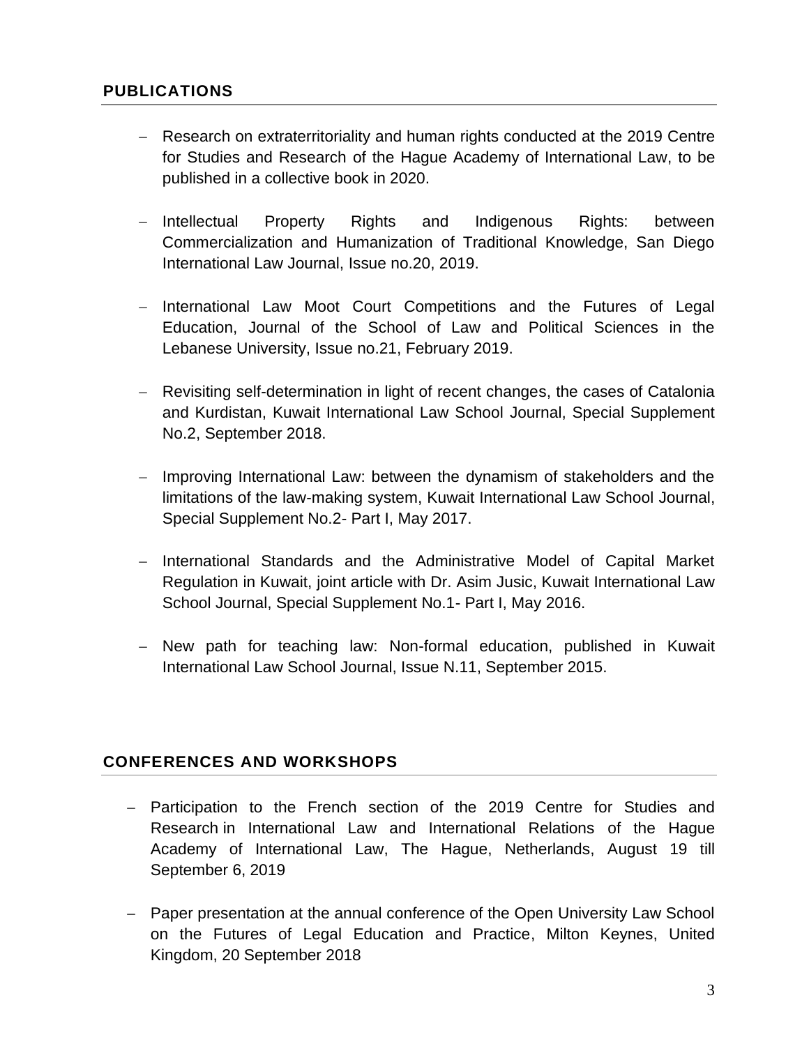## PUBLICATIONS

- Research on extraterritoriality and human rights conducted at the 2019 Centre for Studies and Research of the Hague Academy of International Law, to be published in a collective book in 2020.
- Intellectual Property Rights and Indigenous Rights: between Commercialization and Humanization of Traditional Knowledge, San Diego International Law Journal, Issue no.20, 2019.
- International Law Moot Court Competitions and the Futures of Legal Education, Journal of the School of Law and Political Sciences in the Lebanese University, Issue no.21, February 2019.
- Revisiting self-determination in light of recent changes, the cases of Catalonia and Kurdistan, Kuwait International Law School Journal, Special Supplement No.2, September 2018.
- Improving International Law: between the dynamism of stakeholders and the limitations of the law-making system, Kuwait International Law School Journal, Special Supplement No.2- Part I, May 2017.
- International Standards and the Administrative Model of Capital Market Regulation in Kuwait, joint article with Dr. Asim Jusic, Kuwait International Law School Journal, Special Supplement No.1- Part I, May 2016.
- New path for teaching law: Non-formal education, published in Kuwait International Law School Journal, Issue N.11, September 2015.

## CONFERENCES AND WORKSHOPS

- Participation to the French section of the 2019 Centre for Studies and Research in International Law and International Relations of the Hague Academy of International Law, The Hague, Netherlands, August 19 till September 6, 2019
- Paper presentation at the annual conference of the Open University Law School on the Futures of Legal Education and Practice, Milton Keynes, United Kingdom, 20 September 2018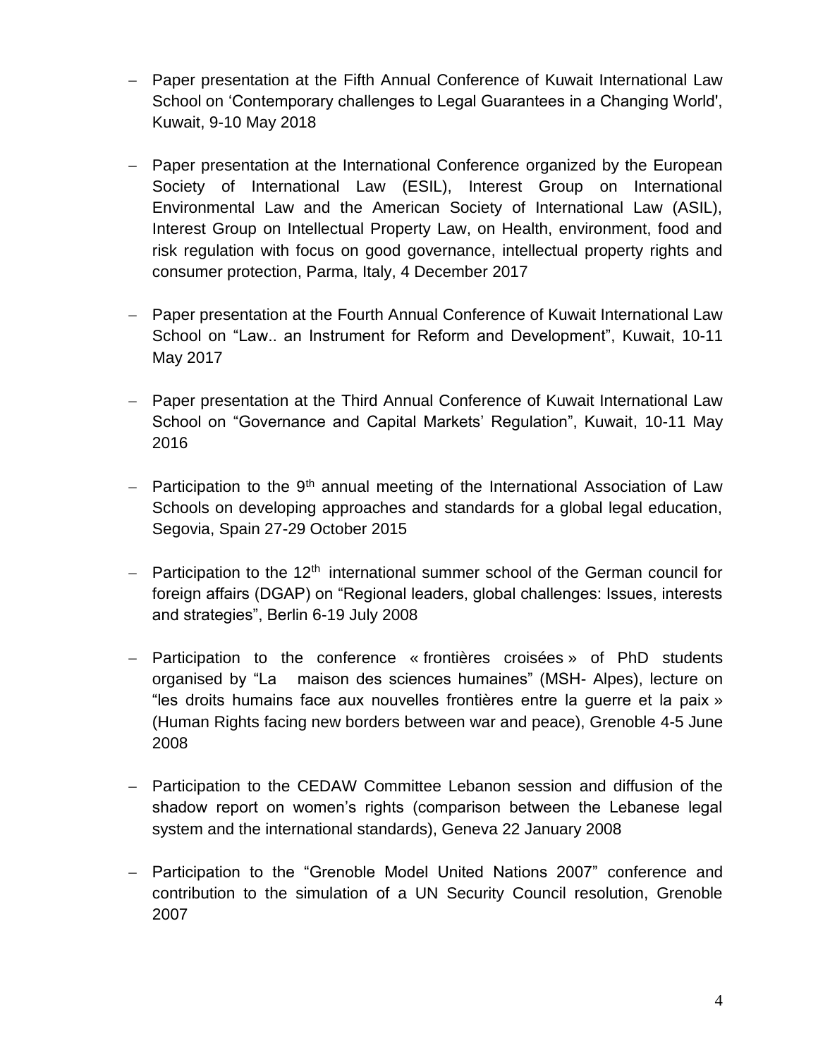- Paper presentation at the Fifth Annual Conference of Kuwait International Law School on 'Contemporary challenges to Legal Guarantees in a Changing World', Kuwait, 9-10 May 2018

- Paper presentation at the International Conference organized by the European Society of International Law (ESIL), Interest Group on International Environmental Law and the American Society of International Law (ASIL), Interest Group on Intellectual Property Law, on Health, environment, food and risk regulation with focus on good governance, intellectual property rights and consumer protection, Parma, Italy, 4 December 2017

- Paper presentation at the Fourth Annual Conference of Kuwait International Law School on "Law.. an Instrument for Reform and Development", Kuwait, 10-11 May 2017

- Paper presentation at the Third Annual Conference of Kuwait International Law School on "Governance and Capital Markets' Regulation", Kuwait, 10-11 May 2016

- Participation to the 9th annual meeting of the International Association of Law Schools on developing approaches and standards for a global legal education, Segovia, Spain 27-29 October 2015

- Participation to the 12th international summer school of the German council for foreign affairs (DGAP) on "Regional leaders, global challenges: Issues, interests and strategies", Berlin 6-19 July 2008

- Participation to the conference « frontières croisées » of PhD students organised by "La maison des sciences humaines" (MSH- Alpes), lecture on "les droits humains face aux nouvelles frontières entre la guerre et la paix » (Human Rights facing new borders between war and peace), Grenoble 4-5 June 2008

- Participation to the CEDAW Committee Lebanon session and diffusion of the shadow report on women's rights (comparison between the Lebanese legal system and the international standards), Geneva 22 January 2008

- Participation to the "Grenoble Model United Nations 2007" conference and contribution to the simulation of a UN Security Council resolution, Grenoble 2007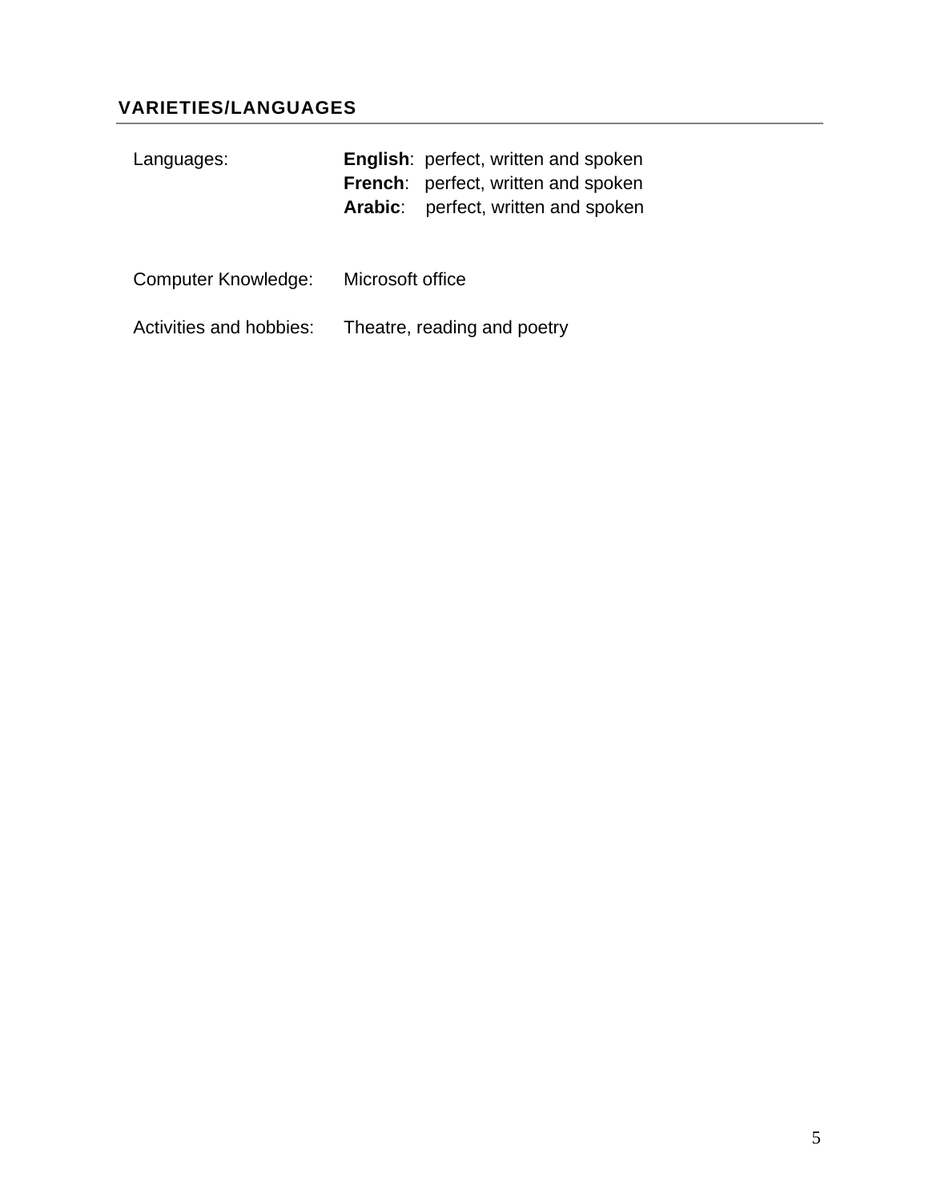## VARIETIES/LANGUAGES

| | |
|---|---|
| Languages: | **English**: perfect, written and spoken<br>**French**: perfect, written and spoken<br>**Arabic**: perfect, written and spoken |
| Computer Knowledge: | Microsoft office |
| Activities and hobbies: | Theatre, reading and poetry |